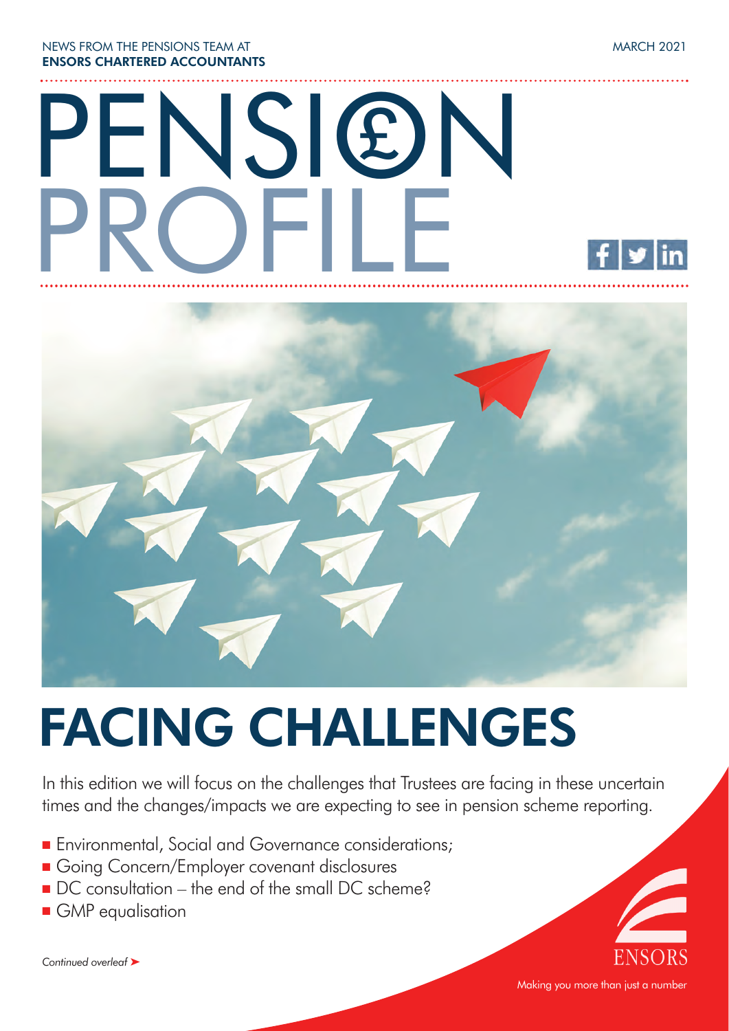NEWS FROM THE PENSIONS TEAM AT
**ENSORS CHARTERED ACCOUNTANTS**

MARCH 2021

# PENSION PROFILE

# FACING CHALLENGES

In this edition we will focus on the challenges that Trustees are facing in these uncertain times and the changes/impacts we are expecting to see in pension scheme reporting.

- Environmental, Social and Governance considerations;
- Going Concern/Employer covenant disclosures
- DC consultation – the end of the small DC scheme?
- GMP equalisation

*Continued overleaf*

ENSORS

Making you more than just a number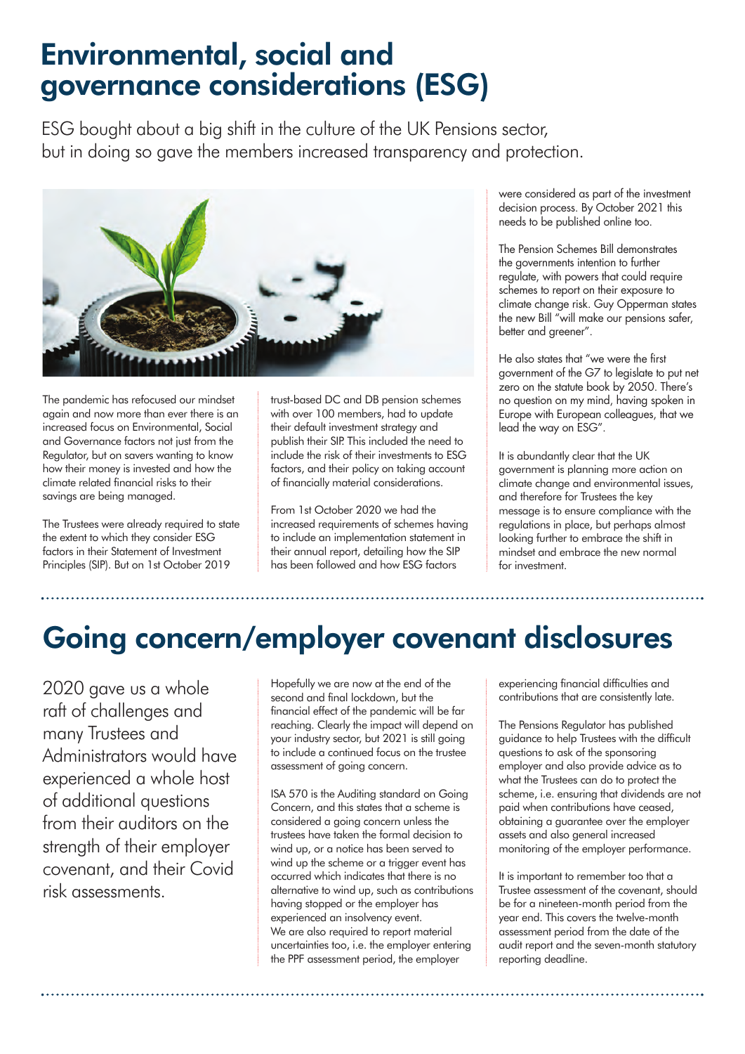# Environmental, social and governance considerations (ESG)

ESG bought about a big shift in the culture of the UK Pensions sector, but in doing so gave the members increased transparency and protection.

The pandemic has refocused our mindset again and now more than ever there is an increased focus on Environmental, Social and Governance factors not just from the Regulator, but on savers wanting to know how their money is invested and how the climate related financial risks to their savings are being managed.

The Trustees were already required to state the extent to which they consider ESG factors in their Statement of Investment Principles (SIP). But on 1st October 2019 trust-based DC and DB pension schemes with over 100 members, had to update their default investment strategy and publish their SIP. This included the need to include the risk of their investments to ESG factors, and their policy on taking account of financially material considerations.

From 1st October 2020 we had the increased requirements of schemes having to include an implementation statement in their annual report, detailing how the SIP has been followed and how ESG factors were considered as part of the investment decision process. By October 2021 this needs to be published online too.

The Pension Schemes Bill demonstrates the governments intention to further regulate, with powers that could require schemes to report on their exposure to climate change risk. Guy Opperman states the new Bill "will make our pensions safer, better and greener".

He also states that "we were the first government of the G7 to legislate to put net zero on the statute book by 2050. There's no question on my mind, having spoken in Europe with European colleagues, that we lead the way on ESG".

It is abundantly clear that the UK government is planning more action on climate change and environmental issues, and therefore for Trustees the key message is to ensure compliance with the regulations in place, but perhaps almost looking further to embrace the shift in mindset and embrace the new normal for investment.

# Going concern/employer covenant disclosures

2020 gave us a whole raft of challenges and many Trustees and Administrators would have experienced a whole host of additional questions from their auditors on the strength of their employer covenant, and their Covid risk assessments.

Hopefully we are now at the end of the second and final lockdown, but the financial effect of the pandemic will be far reaching. Clearly the impact will depend on your industry sector, but 2021 is still going to include a continued focus on the trustee assessment of going concern.

ISA 570 is the Auditing standard on Going Concern, and this states that a scheme is considered a going concern unless the trustees have taken the formal decision to wind up, or a notice has been served to wind up the scheme or a trigger event has occurred which indicates that there is no alternative to wind up, such as contributions having stopped or the employer has experienced an insolvency event.
We are also required to report material uncertainties too, i.e. the employer entering the PPF assessment period, the employer experiencing financial difficulties and contributions that are consistently late.

The Pensions Regulator has published guidance to help Trustees with the difficult questions to ask of the sponsoring employer and also provide advice as to what the Trustees can do to protect the scheme, i.e. ensuring that dividends are not paid when contributions have ceased, obtaining a guarantee over the employer assets and also general increased monitoring of the employer performance.

It is important to remember too that a Trustee assessment of the covenant, should be for a nineteen-month period from the year end. This covers the twelve-month assessment period from the date of the audit report and the seven-month statutory reporting deadline.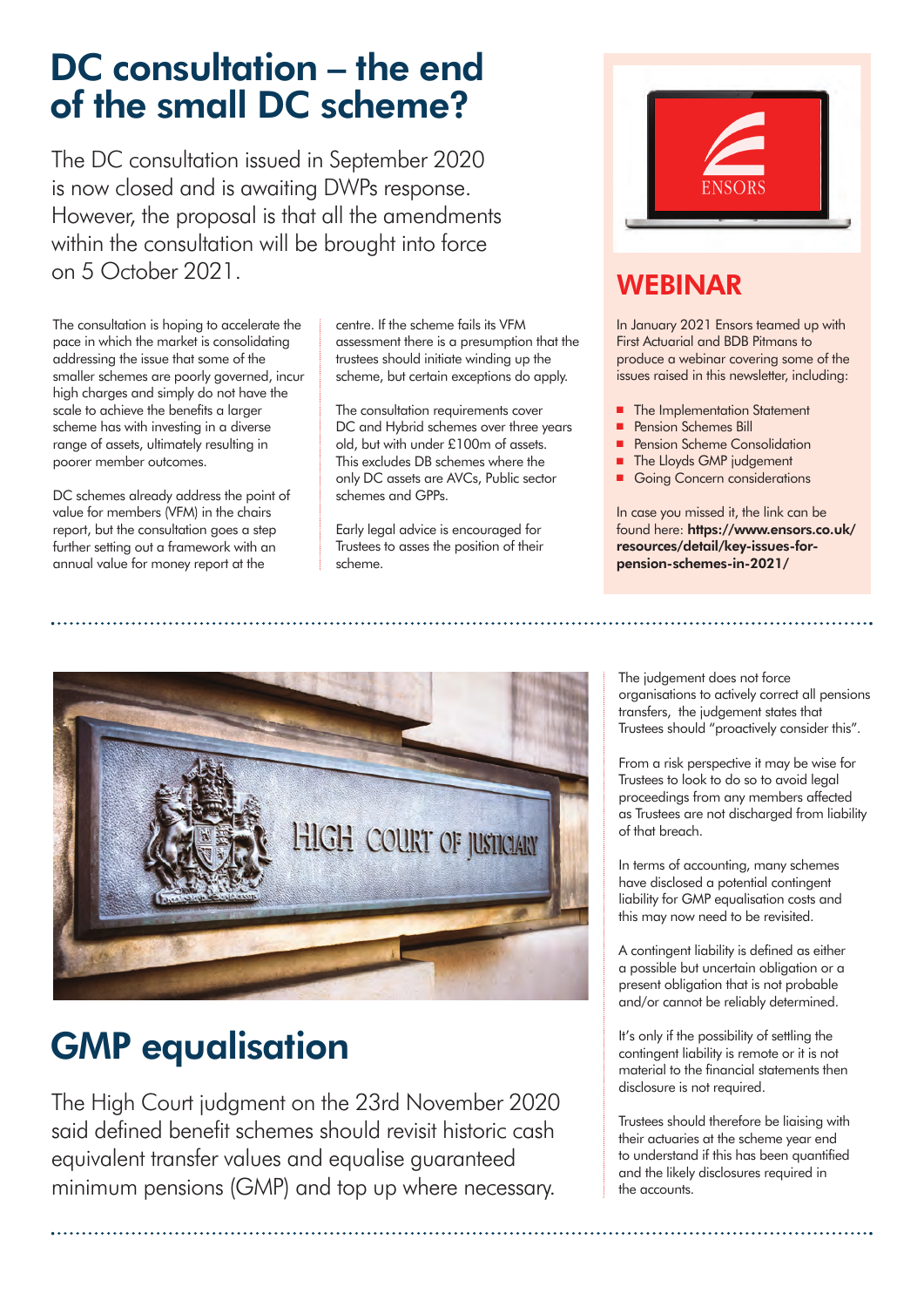# DC consultation – the end of the small DC scheme?

The DC consultation issued in September 2020 is now closed and is awaiting DWPs response. However, the proposal is that all the amendments within the consultation will be brought into force on 5 October 2021.

The consultation is hoping to accelerate the pace in which the market is consolidating addressing the issue that some of the smaller schemes are poorly governed, incur high charges and simply do not have the scale to achieve the benefits a larger scheme has with investing in a diverse range of assets, ultimately resulting in poorer member outcomes.

DC schemes already address the point of value for members (VFM) in the chairs report, but the consultation goes a step further setting out a framework with an annual value for money report at the centre. If the scheme fails its VFM assessment there is a presumption that the trustees should initiate winding up the scheme, but certain exceptions do apply.

The consultation requirements cover DC and Hybrid schemes over three years old, but with under £100m of assets. This excludes DB schemes where the only DC assets are AVCs, Public sector schemes and GPPs.

Early legal advice is encouraged for Trustees to asses the position of their scheme.

## WEBINAR

In January 2021 Ensors teamed up with First Actuarial and BDB Pitmans to produce a webinar covering some of the issues raised in this newsletter, including:

- The Implementation Statement
- Pension Schemes Bill
- Pension Scheme Consolidation
- The Lloyds GMP judgement
- Going Concern considerations

In case you missed it, the link can be found here: **https://www.ensors.co.uk/resources/detail/key-issues-for-pension-schemes-in-2021/**

# GMP equalisation

The High Court judgment on the 23rd November 2020 said defined benefit schemes should revisit historic cash equivalent transfer values and equalise guaranteed minimum pensions (GMP) and top up where necessary.

The judgement does not force organisations to actively correct all pensions transfers, the judgement states that Trustees should "proactively consider this".

From a risk perspective it may be wise for Trustees to look to do so to avoid legal proceedings from any members affected as Trustees are not discharged from liability of that breach.

In terms of accounting, many schemes have disclosed a potential contingent liability for GMP equalisation costs and this may now need to be revisited.

A contingent liability is defined as either a possible but uncertain obligation or a present obligation that is not probable and/or cannot be reliably determined.

It's only if the possibility of settling the contingent liability is remote or it is not material to the financial statements then disclosure is not required.

Trustees should therefore be liaising with their actuaries at the scheme year end to understand if this has been quantified and the likely disclosures required in the accounts.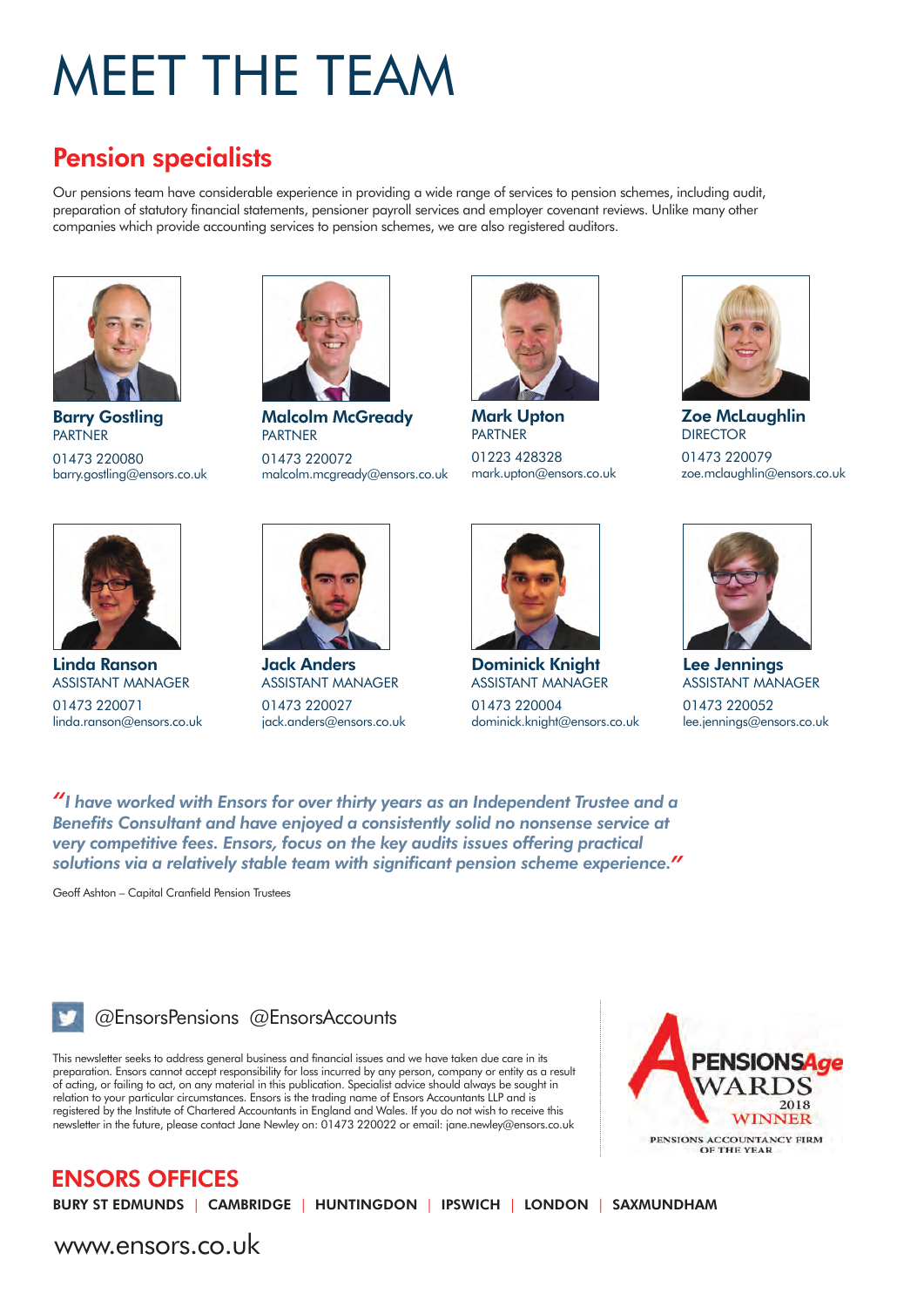# MEET THE TEAM

## Pension specialists

Our pensions team have considerable experience in providing a wide range of services to pension schemes, including audit, preparation of statutory financial statements, pensioner payroll services and employer covenant reviews. Unlike many other companies which provide accounting services to pension schemes, we are also registered auditors.

**Barry Gostling**
PARTNER
01473 220080
barry.gostling@ensors.co.uk

**Malcolm McGready**
PARTNER
01473 220072
malcolm.mcgready@ensors.co.uk

**Mark Upton**
PARTNER
01223 428328
mark.upton@ensors.co.uk

**Zoe McLaughlin**
DIRECTOR
01473 220079
zoe.mclaughlin@ensors.co.uk

**Linda Ranson**
ASSISTANT MANAGER
01473 220071
linda.ranson@ensors.co.uk

**Jack Anders**
ASSISTANT MANAGER
01473 220027
jack.anders@ensors.co.uk

**Dominick Knight**
ASSISTANT MANAGER
01473 220004
dominick.knight@ensors.co.uk

**Lee Jennings**
ASSISTANT MANAGER
01473 220052
lee.jennings@ensors.co.uk

*"I have worked with Ensors for over thirty years as an Independent Trustee and a Benefits Consultant and have enjoyed a consistently solid no nonsense service at very competitive fees. Ensors, focus on the key audits issues offering practical solutions via a relatively stable team with significant pension scheme experience."*

Geoff Ashton – Capital Cranfield Pension Trustees

@EnsorsPensions @EnsorsAccounts

This newsletter seeks to address general business and financial issues and we have taken due care in its preparation. Ensors cannot accept responsibility for loss incurred by any person, company or entity as a result of acting, or failing to act, on any material in this publication. Specialist advice should always be sought in relation to your particular circumstances. Ensors is the trading name of Ensors Accountants LLP and is registered by the Institute of Chartered Accountants in England and Wales. If you do not wish to receive this newsletter in the future, please contact Jane Newley on: 01473 220022 or email: jane.newley@ensors.co.uk

PENSIONSAge AWARDS 2018 WINNER
PENSIONS ACCOUNTANCY FIRM OF THE YEAR

## ENSORS OFFICES

BURY ST EDMUNDS | CAMBRIDGE | HUNTINGDON | IPSWICH | LONDON | SAXMUNDHAM

www.ensors.co.uk